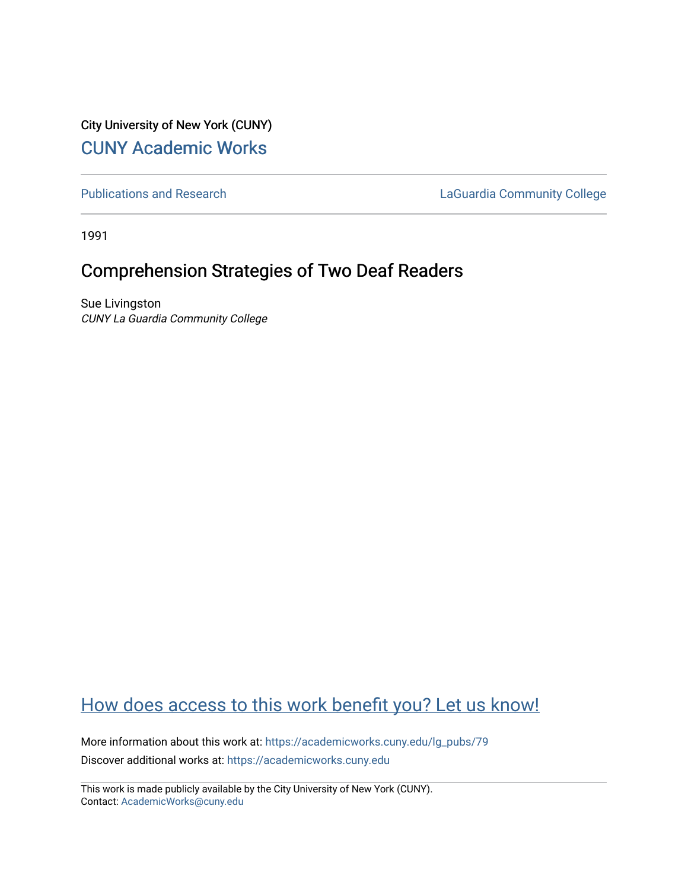City University of New York (CUNY)

CUNY Academic Works

Publications and Research

LaGuardia Community College

1991

# Comprehension Strategies of Two Deaf Readers

Sue Livingston

*CUNY La Guardia Community College*

How does access to this work benefit you? Let us know!

More information about this work at: https://academicworks.cuny.edu/lg_pubs/79

Discover additional works at: https://academicworks.cuny.edu

This work is made publicly available by the City University of New York (CUNY).
Contact: AcademicWorks@cuny.edu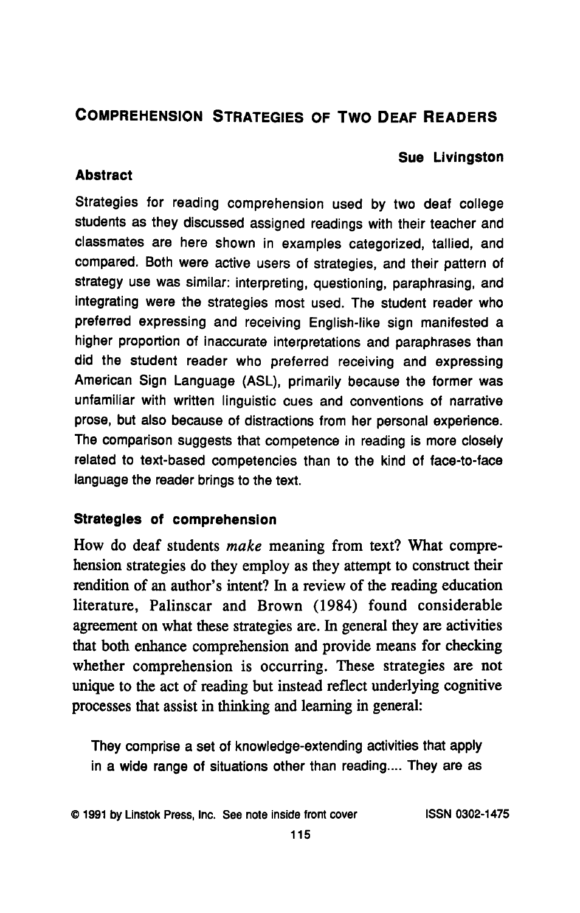# COMPREHENSION STRATEGIES OF TWO DEAF READERS

**Sue Livingston**

### Abstract

Strategies for reading comprehension used by two deaf college students as they discussed assigned readings with their teacher and classmates are here shown in examples categorized, tallied, and compared. Both were active users of strategies, and their pattern of strategy use was similar: interpreting, questioning, paraphrasing, and integrating were the strategies most used. The student reader who preferred expressing and receiving English-like sign manifested a higher proportion of inaccurate interpretations and paraphrases than did the student reader who preferred receiving and expressing American Sign Language (ASL), primarily because the former was unfamiliar with written linguistic cues and conventions of narrative prose, but also because of distractions from her personal experience. The comparison suggests that competence in reading is more closely related to text-based competencies than to the kind of face-to-face language the reader brings to the text.

### Strategies of comprehension

How do deaf students *make* meaning from text? What comprehension strategies do they employ as they attempt to construct their rendition of an author's intent? In a review of the reading education literature, Palinscar and Brown (1984) found considerable agreement on what these strategies are. In general they are activities that both enhance comprehension and provide means for checking whether comprehension is occurring. These strategies are not unique to the act of reading but instead reflect underlying cognitive processes that assist in thinking and learning in general:

> They comprise a set of knowledge-extending activities that apply in a wide range of situations other than reading.... They are as

© 1991 by Linstok Press, Inc. See note inside front cover ISSN 0302-1475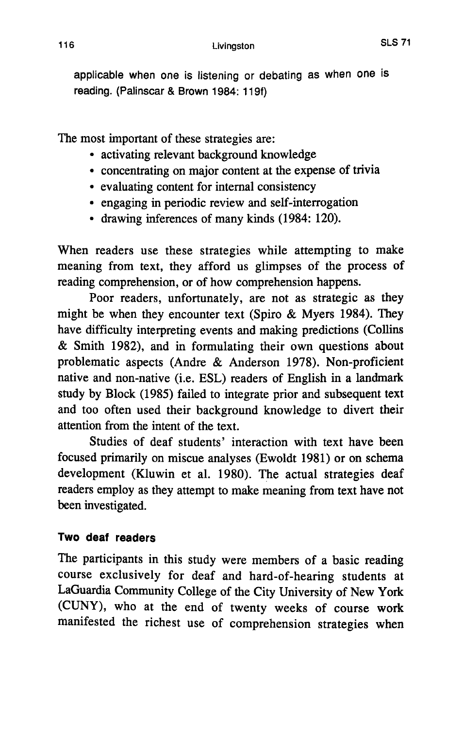> applicable when one is listening or debating as when one is reading. (Palinscar & Brown 1984: 119f)

The most important of these strategies are:

- activating relevant background knowledge
- concentrating on major content at the expense of trivia
- evaluating content for internal consistency
- engaging in periodic review and self-interrogation
- drawing inferences of many kinds (1984: 120).

When readers use these strategies while attempting to make meaning from text, they afford us glimpses of the process of reading comprehension, or of how comprehension happens.

Poor readers, unfortunately, are not as strategic as they might be when they encounter text (Spiro & Myers 1984). They have difficulty interpreting events and making predictions (Collins & Smith 1982), and in formulating their own questions about problematic aspects (Andre & Anderson 1978). Non-proficient native and non-native (i.e. ESL) readers of English in a landmark study by Block (1985) failed to integrate prior and subsequent text and too often used their background knowledge to divert their attention from the intent of the text.

Studies of deaf students' interaction with text have been focused primarily on miscue analyses (Ewoldt 1981) or on schema development (Kluwin et al. 1980). The actual strategies deaf readers employ as they attempt to make meaning from text have not been investigated.

### Two deaf readers

The participants in this study were members of a basic reading course exclusively for deaf and hard-of-hearing students at LaGuardia Community College of the City University of New York (CUNY), who at the end of twenty weeks of course work manifested the richest use of comprehension strategies when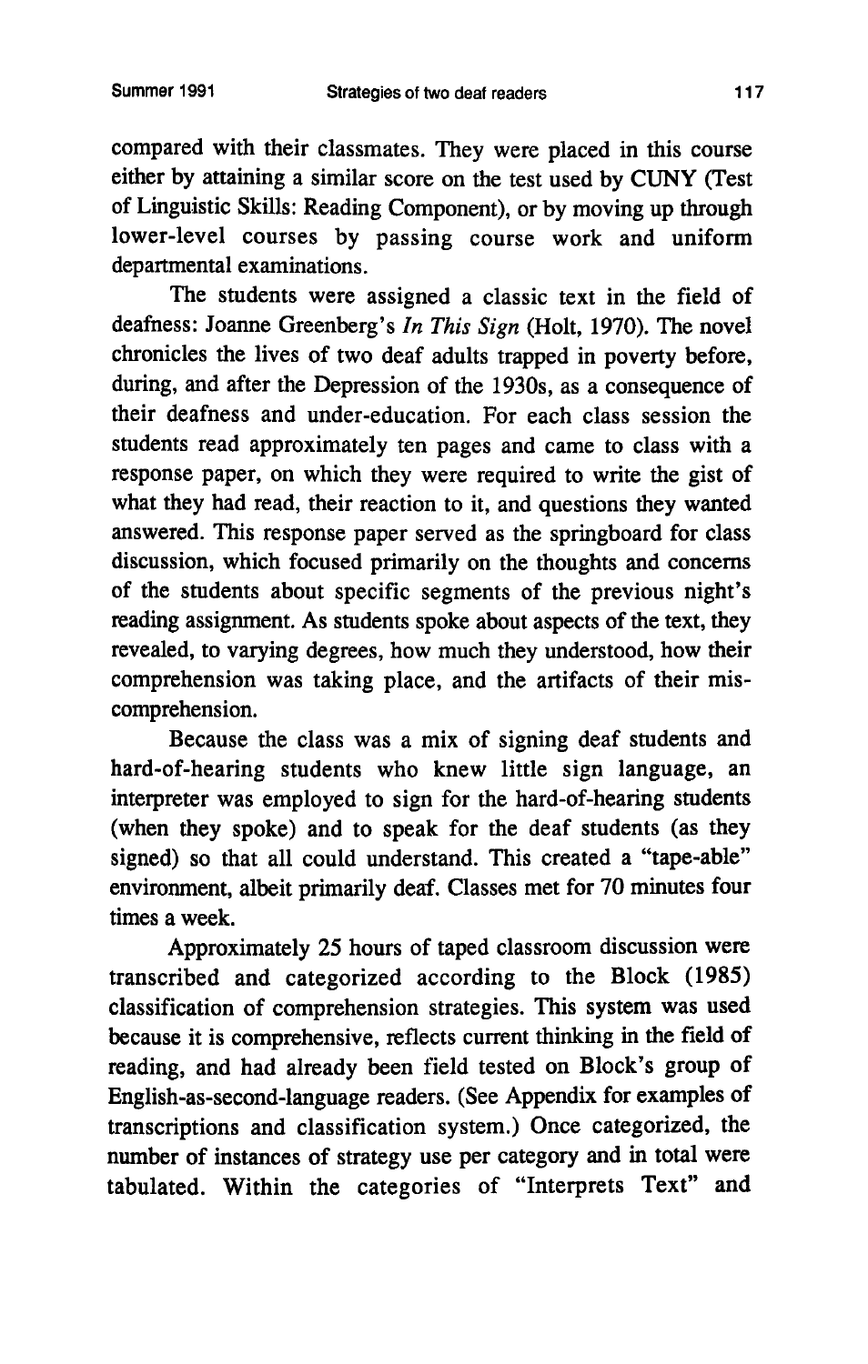compared with their classmates. They were placed in this course either by attaining a similar score on the test used by CUNY (Test of Linguistic Skills: Reading Component), or by moving up through lower-level courses by passing course work and uniform departmental examinations.

The students were assigned a classic text in the field of deafness: Joanne Greenberg's *In This Sign* (Holt, 1970). The novel chronicles the lives of two deaf adults trapped in poverty before, during, and after the Depression of the 1930s, as a consequence of their deafness and under-education. For each class session the students read approximately ten pages and came to class with a response paper, on which they were required to write the gist of what they had read, their reaction to it, and questions they wanted answered. This response paper served as the springboard for class discussion, which focused primarily on the thoughts and concerns of the students about specific segments of the previous night's reading assignment. As students spoke about aspects of the text, they revealed, to varying degrees, how much they understood, how their comprehension was taking place, and the artifacts of their mis-comprehension.

Because the class was a mix of signing deaf students and hard-of-hearing students who knew little sign language, an interpreter was employed to sign for the hard-of-hearing students (when they spoke) and to speak for the deaf students (as they signed) so that all could understand. This created a "tape-able" environment, albeit primarily deaf. Classes met for 70 minutes four times a week.

Approximately 25 hours of taped classroom discussion were transcribed and categorized according to the Block (1985) classification of comprehension strategies. This system was used because it is comprehensive, reflects current thinking in the field of reading, and had already been field tested on Block's group of English-as-second-language readers. (See Appendix for examples of transcriptions and classification system.) Once categorized, the number of instances of strategy use per category and in total were tabulated. Within the categories of "Interprets Text" and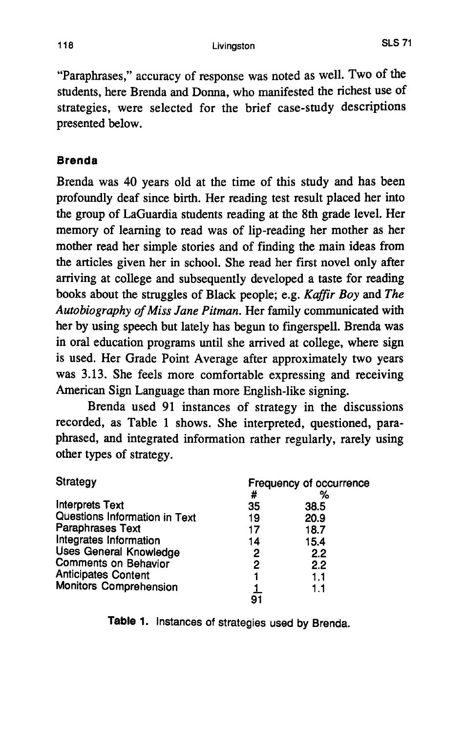"Paraphrases," accuracy of response was noted as well. Two of the students, here Brenda and Donna, who manifested the richest use of strategies, were selected for the brief case-study descriptions presented below.

### Brenda

Brenda was 40 years old at the time of this study and has been profoundly deaf since birth. Her reading test result placed her into the group of LaGuardia students reading at the 8th grade level. Her memory of learning to read was of lip-reading her mother as her mother read her simple stories and of finding the main ideas from the articles given her in school. She read her first novel only after arriving at college and subsequently developed a taste for reading books about the struggles of Black people; e.g. *Kaffir Boy* and *The Autobiography of Miss Jane Pitman*. Her family communicated with her by using speech but lately has begun to fingerspell. Brenda was in oral education programs until she arrived at college, where sign is used. Her Grade Point Average after approximately two years was 3.13. She feels more comfortable expressing and receiving American Sign Language than more English-like signing.

Brenda used 91 instances of strategy in the discussions recorded, as Table 1 shows. She interpreted, questioned, paraphrased, and integrated information rather regularly, rarely using other types of strategy.

| Strategy | Frequency of occurrence | |
|---|---|---|
| | # | % |
| Interprets Text | 35 | 38.5 |
| Questions Information in Text | 19 | 20.9 |
| Paraphrases Text | 17 | 18.7 |
| Integrates Information | 14 | 15.4 |
| Uses General Knowledge | 2 | 2.2 |
| Comments on Behavior | 2 | 2.2 |
| Anticipates Content | 1 | 1.1 |
| Monitors Comprehension | 1 | 1.1 |
| | 91 | |

**Table 1.** Instances of strategies used by Brenda.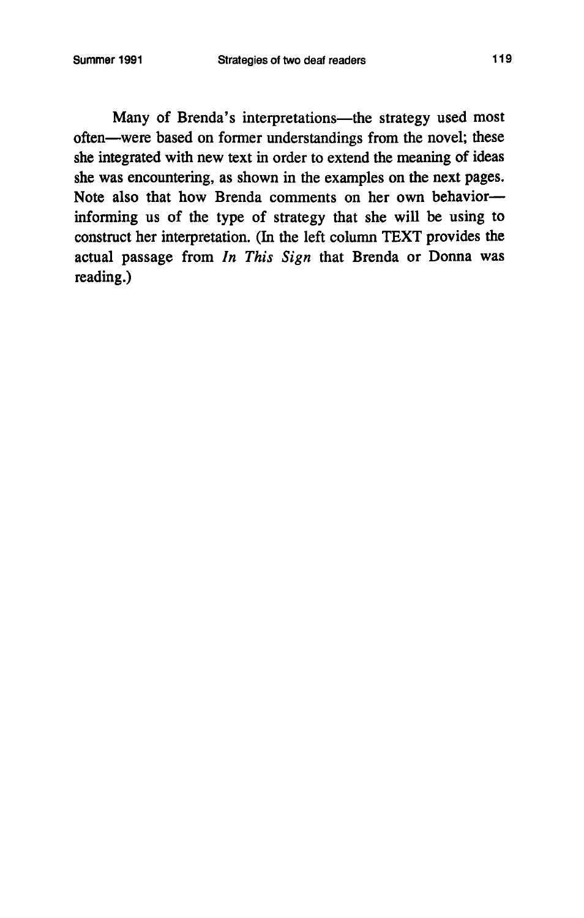Many of Brenda's interpretations—the strategy used most often—were based on former understandings from the novel; these she integrated with new text in order to extend the meaning of ideas she was encountering, as shown in the examples on the next pages. Note also that how Brenda comments on her own behavior—informing us of the type of strategy that she will be using to construct her interpretation. (In the left column TEXT provides the actual passage from *In This Sign* that Brenda or Donna was reading.)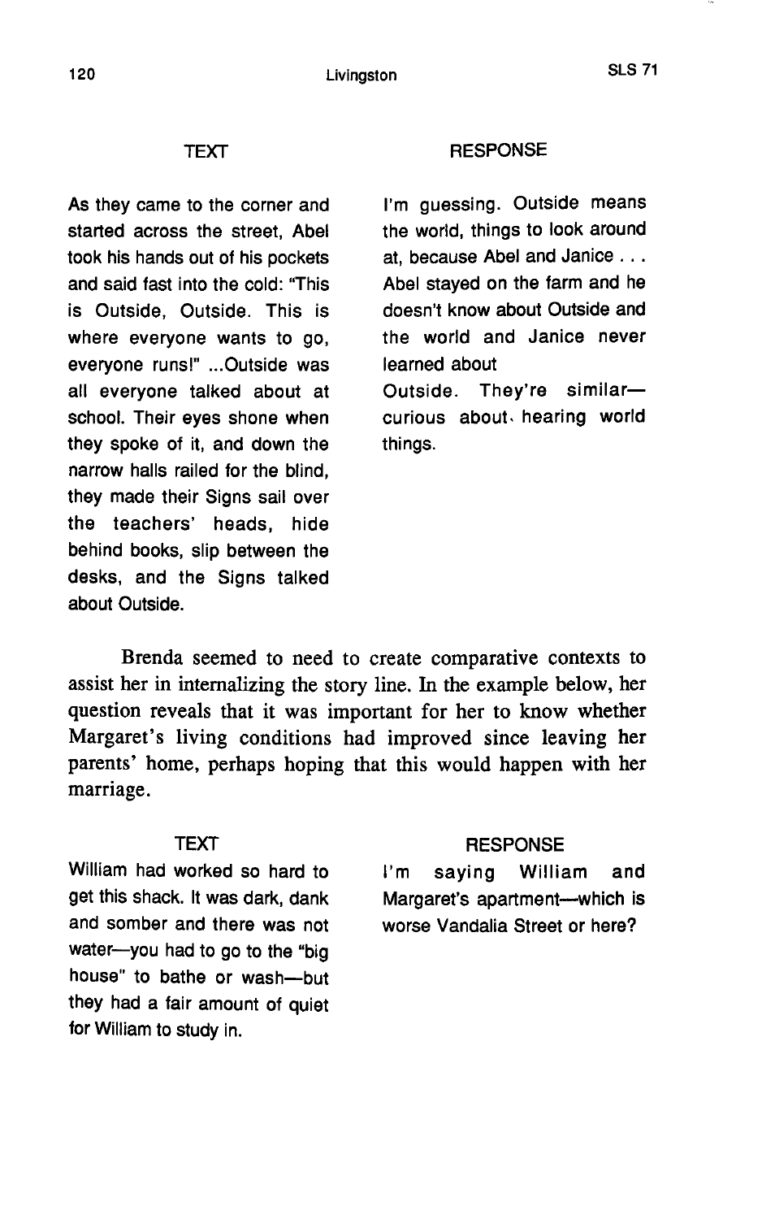| TEXT | RESPONSE |
|---|---|
| As they came to the corner and started across the street, Abel took his hands out of his pockets and said fast into the cold: "This is Outside, Outside. This is where everyone wants to go, everyone runs!" ...Outside was all everyone talked about at school. Their eyes shone when they spoke of it, and down the narrow halls railed for the blind, they made their Signs sail over the teachers' heads, hide behind books, slip between the desks, and the Signs talked about Outside. | I'm guessing. Outside means the world, things to look around at, because Abel and Janice . . . Abel stayed on the farm and he doesn't know about Outside and the world and Janice never learned about Outside. They're similar—curious about hearing world things. |

Brenda seemed to need to create comparative contexts to assist her in internalizing the story line. In the example below, her question reveals that it was important for her to know whether Margaret's living conditions had improved since leaving her parents' home, perhaps hoping that this would happen with her marriage.

| TEXT | RESPONSE |
|---|---|
| William had worked so hard to get this shack. It was dark, dank and somber and there was not water—you had to go to the "big house" to bathe or wash—but they had a fair amount of quiet for William to study in. | I'm saying William and Margaret's apartment—which is worse Vandalia Street or here? |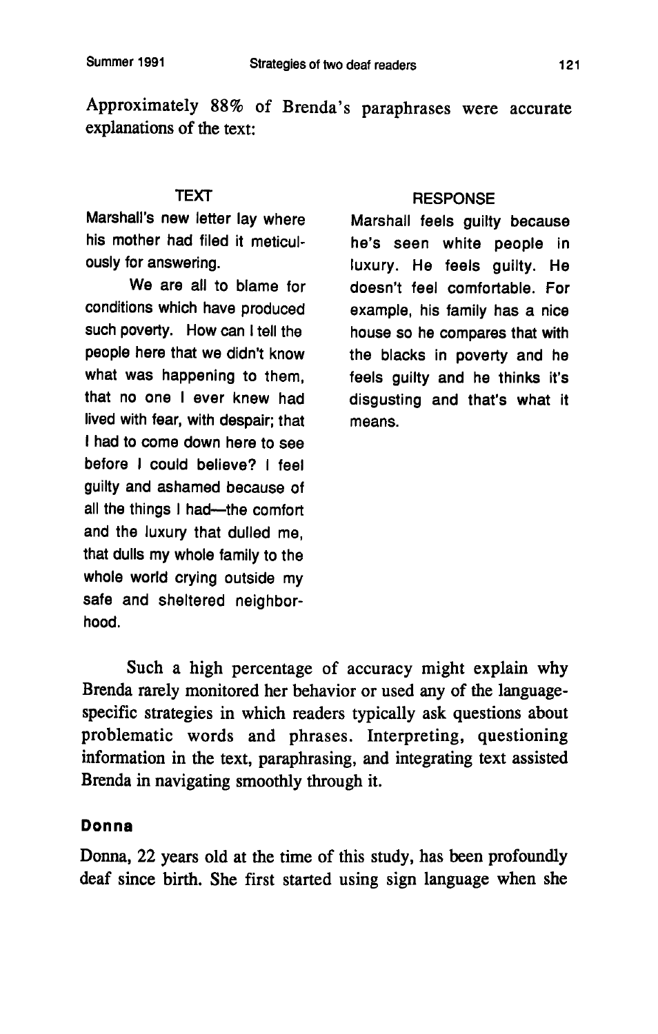Approximately 88% of Brenda's paraphrases were accurate explanations of the text:

| TEXT | RESPONSE |
| --- | --- |
| Marshall's new letter lay where his mother had filed it meticulously for answering.<br><br>We are all to blame for conditions which have produced such poverty. How can I tell the people here that we didn't know what was happening to them, that no one I ever knew had lived with fear, with despair; that I had to come down here to see before I could believe? I feel guilty and ashamed because of all the things I had—the comfort and the luxury that dulled me, that dulls my whole family to the whole world crying outside my safe and sheltered neighborhood. | Marshall feels guilty because he's seen white people in luxury. He feels guilty. He doesn't feel comfortable. For example, his family has a nice house so he compares that with the blacks in poverty and he feels guilty and he thinks it's disgusting and that's what it means. |

Such a high percentage of accuracy might explain why Brenda rarely monitored her behavior or used any of the language-specific strategies in which readers typically ask questions about problematic words and phrases. Interpreting, questioning information in the text, paraphrasing, and integrating text assisted Brenda in navigating smoothly through it.

### Donna

Donna, 22 years old at the time of this study, has been profoundly deaf since birth. She first started using sign language when she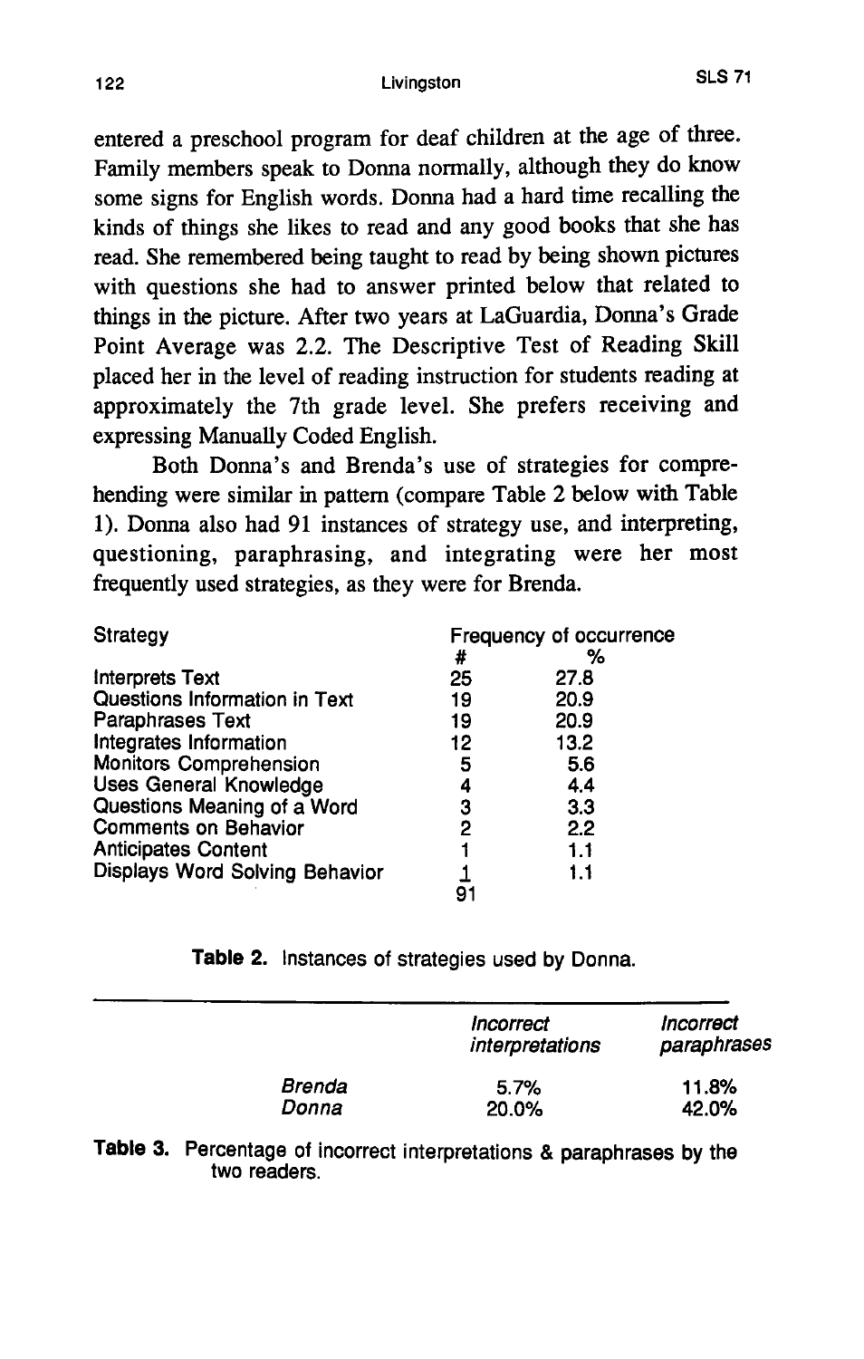entered a preschool program for deaf children at the age of three. Family members speak to Donna normally, although they do know some signs for English words. Donna had a hard time recalling the kinds of things she likes to read and any good books that she has read. She remembered being taught to read by being shown pictures with questions she had to answer printed below that related to things in the picture. After two years at LaGuardia, Donna's Grade Point Average was 2.2. The Descriptive Test of Reading Skill placed her in the level of reading instruction for students reading at approximately the 7th grade level. She prefers receiving and expressing Manually Coded English.

Both Donna's and Brenda's use of strategies for comprehending were similar in pattern (compare Table 2 below with Table 1). Donna also had 91 instances of strategy use, and interpreting, questioning, paraphrasing, and integrating were her most frequently used strategies, as they were for Brenda.

| Strategy | Frequency of occurrence # | % |
|---|---|---|
| Interprets Text | 25 | 27.8 |
| Questions Information in Text | 19 | 20.9 |
| Paraphrases Text | 19 | 20.9 |
| Integrates Information | 12 | 13.2 |
| Monitors Comprehension | 5 | 5.6 |
| Uses General Knowledge | 4 | 4.4 |
| Questions Meaning of a Word | 3 | 3.3 |
| Comments on Behavior | 2 | 2.2 |
| Anticipates Content | 1 | 1.1 |
| Displays Word Solving Behavior | 1 | 1.1 |
| | 91 | |

**Table 2.** Instances of strategies used by Donna.

| | *Incorrect interpretations* | *Incorrect paraphrases* |
|---|---|---|
| *Brenda* | 5.7% | 11.8% |
| *Donna* | 20.0% | 42.0% |

**Table 3.** Percentage of incorrect interpretations & paraphrases by the two readers.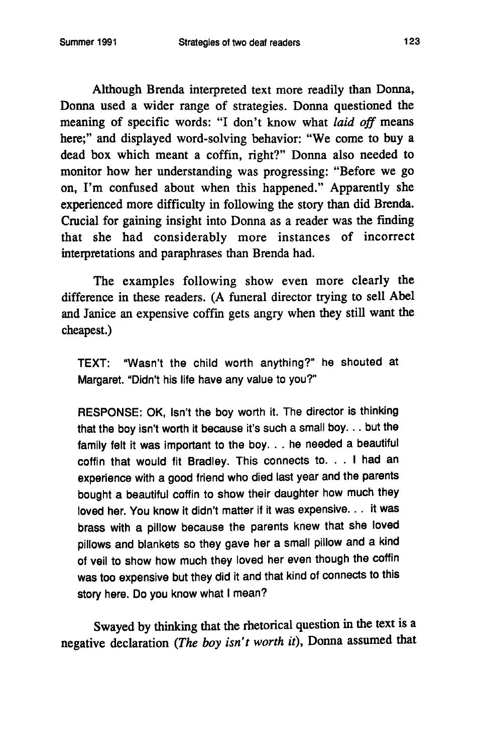Although Brenda interpreted text more readily than Donna, Donna used a wider range of strategies. Donna questioned the meaning of specific words: "I don't know what *laid off* means here;" and displayed word-solving behavior: "We come to buy a dead box which meant a coffin, right?" Donna also needed to monitor how her understanding was progressing: "Before we go on, I'm confused about when this happened." Apparently she experienced more difficulty in following the story than did Brenda. Crucial for gaining insight into Donna as a reader was the finding that she had considerably more instances of incorrect interpretations and paraphrases than Brenda had.

The examples following show even more clearly the difference in these readers. (A funeral director trying to sell Abel and Janice an expensive coffin gets angry when they still want the cheapest.)

> TEXT: "Wasn't the child worth anything?" he shouted at Margaret. "Didn't his life have any value to you?"
>
> RESPONSE: OK, Isn't the boy worth it. The director is thinking that the boy isn't worth it because it's such a small boy. . . but the family felt it was important to the boy. . . he needed a beautiful coffin that would fit Bradley. This connects to. . . I had an experience with a good friend who died last year and the parents bought a beautiful coffin to show their daughter how much they loved her. You know it didn't matter if it was expensive. . . it was brass with a pillow because the parents knew that she loved pillows and blankets so they gave her a small pillow and a kind of veil to show how much they loved her even though the coffin was too expensive but they did it and that kind of connects to this story here. Do you know what I mean?

Swayed by thinking that the rhetorical question in the text is a negative declaration (*The boy isn't worth it*), Donna assumed that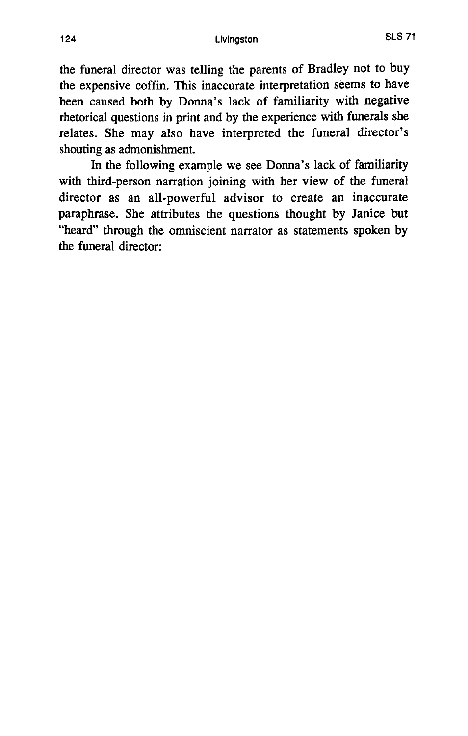the funeral director was telling the parents of Bradley not to buy the expensive coffin. This inaccurate interpretation seems to have been caused both by Donna's lack of familiarity with negative rhetorical questions in print and by the experience with funerals she relates. She may also have interpreted the funeral director's shouting as admonishment.

In the following example we see Donna's lack of familiarity with third-person narration joining with her view of the funeral director as an all-powerful advisor to create an inaccurate paraphrase. She attributes the questions thought by Janice but "heard" through the omniscient narrator as statements spoken by the funeral director: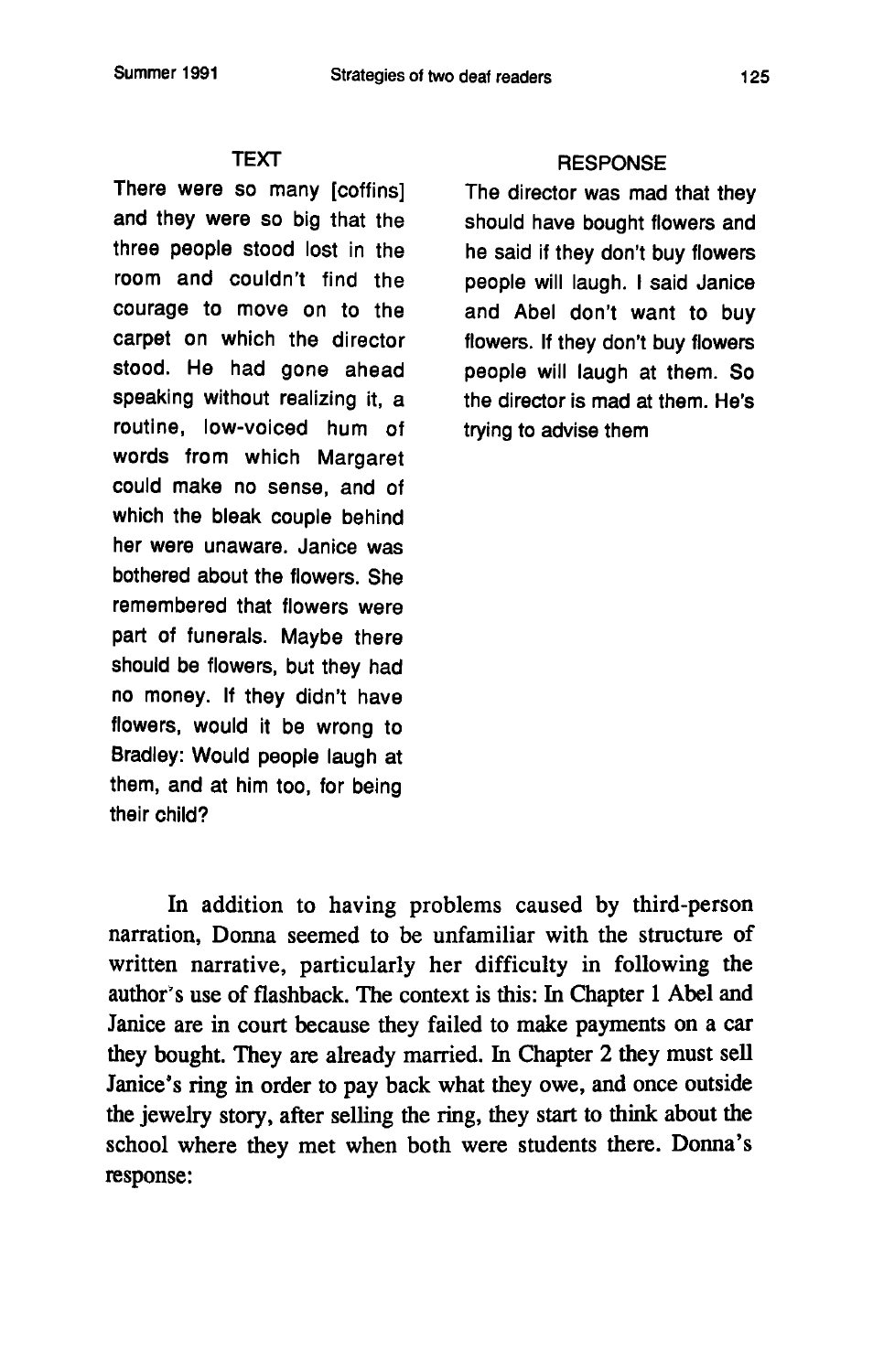| TEXT | RESPONSE |
|---|---|
| There were so many [coffins] and they were so big that the three people stood lost in the room and couldn't find the courage to move on to the carpet on which the director stood. He had gone ahead speaking without realizing it, a routine, low-voiced hum of words from which Margaret could make no sense, and of which the bleak couple behind her were unaware. Janice was bothered about the flowers. She remembered that flowers were part of funerals. Maybe there should be flowers, but they had no money. If they didn't have flowers, would it be wrong to Bradley: Would people laugh at them, and at him too, for being their child? | The director was mad that they should have bought flowers and he said if they don't buy flowers people will laugh. I said Janice and Abel don't want to buy flowers. If they don't buy flowers people will laugh at them. So the director is mad at them. He's trying to advise them |

In addition to having problems caused by third-person narration, Donna seemed to be unfamiliar with the structure of written narrative, particularly her difficulty in following the author's use of flashback. The context is this: In Chapter 1 Abel and Janice are in court because they failed to make payments on a car they bought. They are already married. In Chapter 2 they must sell Janice's ring in order to pay back what they owe, and once outside the jewelry story, after selling the ring, they start to think about the school where they met when both were students there. Donna's response: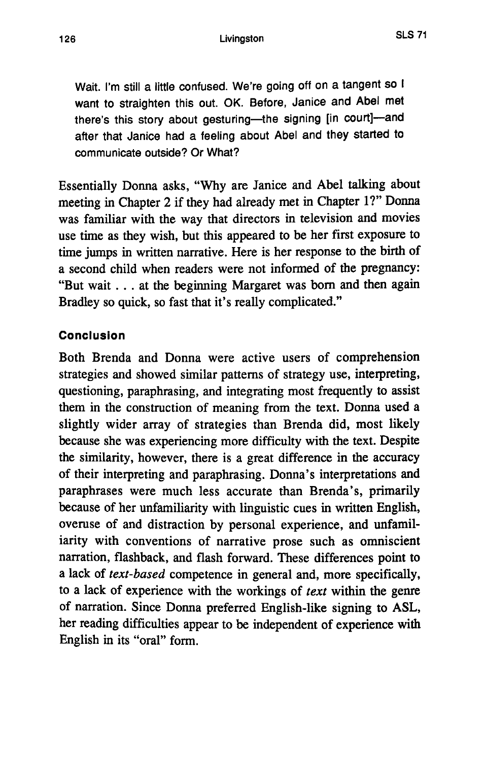> Wait. I'm still a little confused. We're going off on a tangent so I want to straighten this out. OK. Before, Janice and Abel met there's this story about gesturing—the signing [in court]—and after that Janice had a feeling about Abel and they started to communicate outside? Or What?

Essentially Donna asks, "Why are Janice and Abel talking about meeting in Chapter 2 if they had already met in Chapter 1?" Donna was familiar with the way that directors in television and movies use time as they wish, but this appeared to be her first exposure to time jumps in written narrative. Here is her response to the birth of a second child when readers were not informed of the pregnancy: "But wait . . . at the beginning Margaret was born and then again Bradley so quick, so fast that it's really complicated."

### Conclusion

Both Brenda and Donna were active users of comprehension strategies and showed similar patterns of strategy use, interpreting, questioning, paraphrasing, and integrating most frequently to assist them in the construction of meaning from the text. Donna used a slightly wider array of strategies than Brenda did, most likely because she was experiencing more difficulty with the text. Despite the similarity, however, there is a great difference in the accuracy of their interpreting and paraphrasing. Donna's interpretations and paraphrases were much less accurate than Brenda's, primarily because of her unfamiliarity with linguistic cues in written English, overuse of and distraction by personal experience, and unfamiliarity with conventions of narrative prose such as omniscient narration, flashback, and flash forward. These differences point to a lack of *text-based* competence in general and, more specifically, to a lack of experience with the workings of *text* within the genre of narration. Since Donna preferred English-like signing to ASL, her reading difficulties appear to be independent of experience with English in its "oral" form.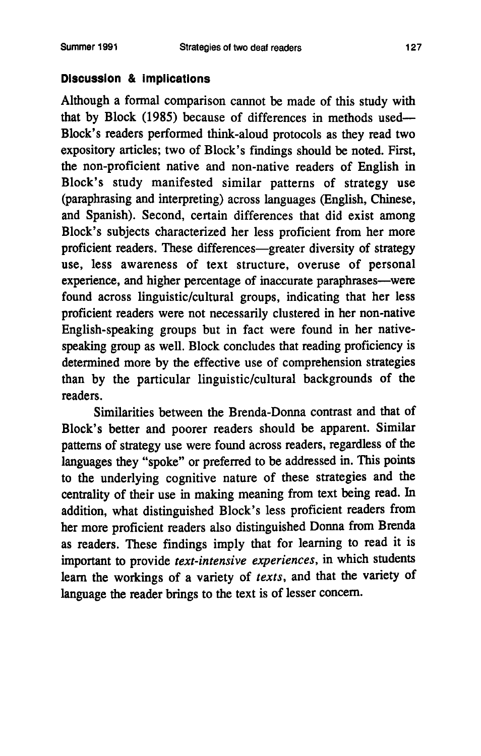## Discussion & Implications

Although a formal comparison cannot be made of this study with that by Block (1985) because of differences in methods used—Block's readers performed think-aloud protocols as they read two expository articles; two of Block's findings should be noted. First, the non-proficient native and non-native readers of English in Block's study manifested similar patterns of strategy use (paraphrasing and interpreting) across languages (English, Chinese, and Spanish). Second, certain differences that did exist among Block's subjects characterized her less proficient from her more proficient readers. These differences—greater diversity of strategy use, less awareness of text structure, overuse of personal experience, and higher percentage of inaccurate paraphrases—were found across linguistic/cultural groups, indicating that her less proficient readers were not necessarily clustered in her non-native English-speaking groups but in fact were found in her native-speaking group as well. Block concludes that reading proficiency is determined more by the effective use of comprehension strategies than by the particular linguistic/cultural backgrounds of the readers.

Similarities between the Brenda-Donna contrast and that of Block's better and poorer readers should be apparent. Similar patterns of strategy use were found across readers, regardless of the languages they "spoke" or preferred to be addressed in. This points to the underlying cognitive nature of these strategies and the centrality of their use in making meaning from text being read. In addition, what distinguished Block's less proficient readers from her more proficient readers also distinguished Donna from Brenda as readers. These findings imply that for learning to read it is important to provide *text-intensive experiences*, in which students learn the workings of a variety of *texts*, and that the variety of language the reader brings to the text is of lesser concern.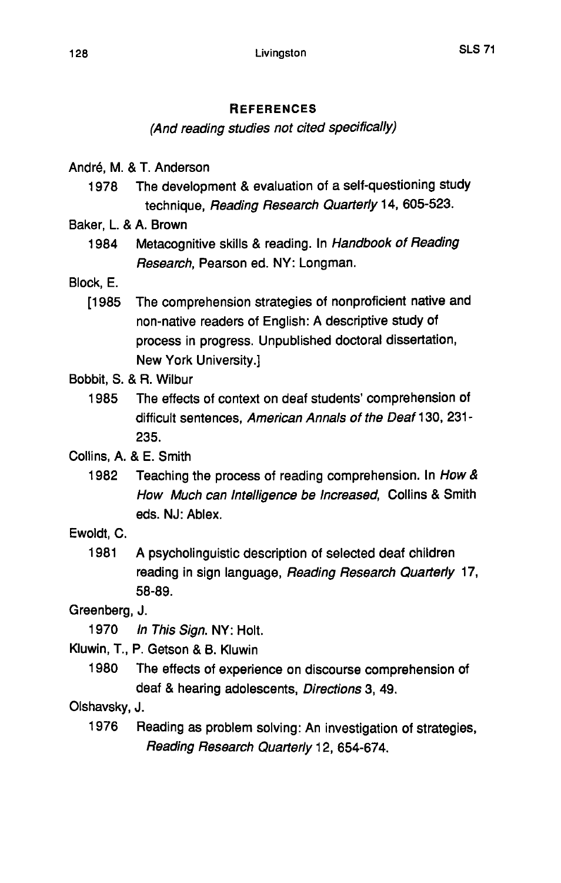## REFERENCES

*(And reading studies not cited specifically)*

André, M. & T. Anderson

1978 The development & evaluation of a self-questioning study technique, *Reading Research Quarterly* 14, 605-523.

Baker, L. & A. Brown

1984 Metacognitive skills & reading. In *Handbook of Reading Research*, Pearson ed. NY: Longman.

Block, E.

[1985 The comprehension strategies of nonproficient native and non-native readers of English: A descriptive study of process in progress. Unpublished doctoral dissertation, New York University.]

Bobbit, S. & R. Wilbur

1985 The effects of context on deaf students' comprehension of difficult sentences, *American Annals of the Deaf* 130, 231-235.

Collins, A. & E. Smith

1982 Teaching the process of reading comprehension. In *How & How Much can Intelligence be Increased*, Collins & Smith eds. NJ: Ablex.

Ewoldt, C.

1981 A psycholinguistic description of selected deaf children reading in sign language, *Reading Research Quarterly* 17, 58-89.

Greenberg, J.

1970 *In This Sign.* NY: Holt.

Kluwin, T., P. Getson & B. Kluwin

1980 The effects of experience on discourse comprehension of deaf & hearing adolescents, *Directions* 3, 49.

Olshavsky, J.

1976 Reading as problem solving: An investigation of strategies, *Reading Research Quarterly* 12, 654-674.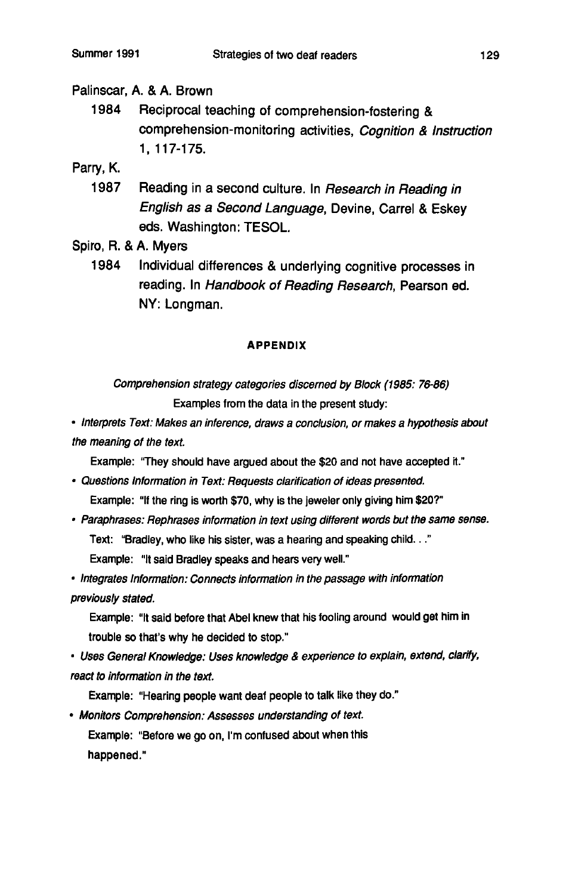Palinscar, A. & A. Brown

1984 Reciprocal teaching of comprehension-fostering & comprehension-monitoring activities, *Cognition & Instruction* 1, 117-175.

Parry, K.

1987 Reading in a second culture. In *Research in Reading in English as a Second Language*, Devine, Carrel & Eskey eds. Washington: TESOL.

Spiro, R. & A. Myers

1984 Individual differences & underlying cognitive processes in reading. In *Handbook of Reading Research*, Pearson ed. NY: Longman.

## APPENDIX

*Comprehension strategy categories discerned by Block (1985: 76-86)*

Examples from the data in the present study:

- *Interprets Text: Makes an inference, draws a conclusion, or makes a hypothesis about the meaning of the text.*

  Example: "They should have argued about the $20 and not have accepted it."

- *Questions Information in Text: Requests clarification of ideas presented.*

  Example: "If the ring is worth $70, why is the jeweler only giving him $20?"

- *Paraphrases: Rephrases information in text using different words but the same sense.*

  Text: "Bradley, who like his sister, was a hearing and speaking child. . ."

  Example: "It said Bradley speaks and hears very well."

- *Integrates Information: Connects information in the passage with information previously stated.*

  Example: "It said before that Abel knew that his fooling around would get him in trouble so that's why he decided to stop."

- *Uses General Knowledge: Uses knowledge & experience to explain, extend, clarify, react to information in the text.*

  Example: "Hearing people want deaf people to talk like they do."

- *Monitors Comprehension: Assesses understanding of text.*

  Example: "Before we go on, I'm confused about when this happened."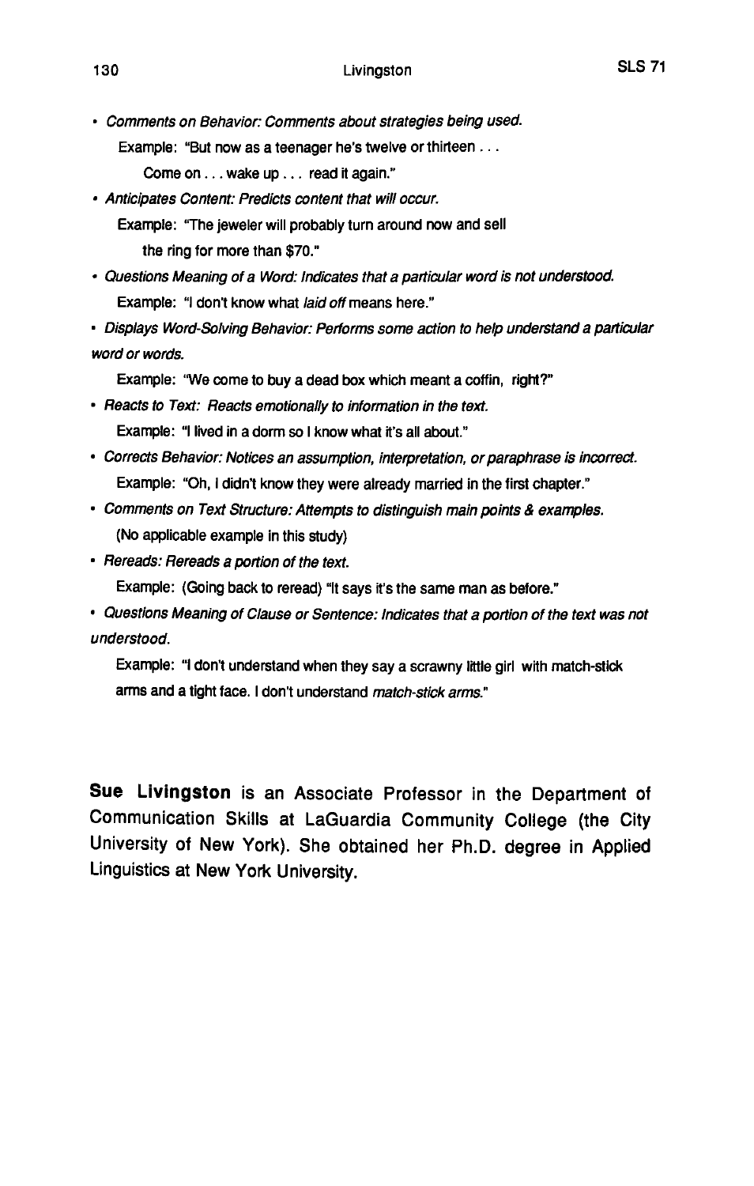- *Comments on Behavior: Comments about strategies being used.*

  Example: "But now as a teenager he's twelve or thirteen . . .

  Come on . . . wake up . . . read it again."

- *Anticipates Content: Predicts content that will occur.*

  Example: "The jeweler will probably turn around now and sell the ring for more than $70."

- *Questions Meaning of a Word: Indicates that a particular word is not understood.*

  Example: "I don't know what *laid off* means here."

- *Displays Word-Solving Behavior: Performs some action to help understand a particular word or words.*

  Example: "We come to buy a dead box which meant a coffin, right?"

- *Reacts to Text: Reacts emotionally to information in the text.*

  Example: "I lived in a dorm so I know what it's all about."

- *Corrects Behavior: Notices an assumption, interpretation, or paraphrase is incorrect.*

  Example: "Oh, I didn't know they were already married in the first chapter."

- *Comments on Text Structure: Attempts to distinguish main points & examples.*

  (No applicable example in this study)

- *Rereads: Rereads a portion of the text.*

  Example: (Going back to reread) "It says it's the same man as before."

- *Questions Meaning of Clause or Sentence: Indicates that a portion of the text was not understood.*

  Example: "I don't understand when they say a scrawny little girl with match-stick arms and a tight face. I don't understand *match-stick arms.*"

**Sue Livingston** is an Associate Professor in the Department of Communication Skills at LaGuardia Community College (the City University of New York). She obtained her Ph.D. degree in Applied Linguistics at New York University.